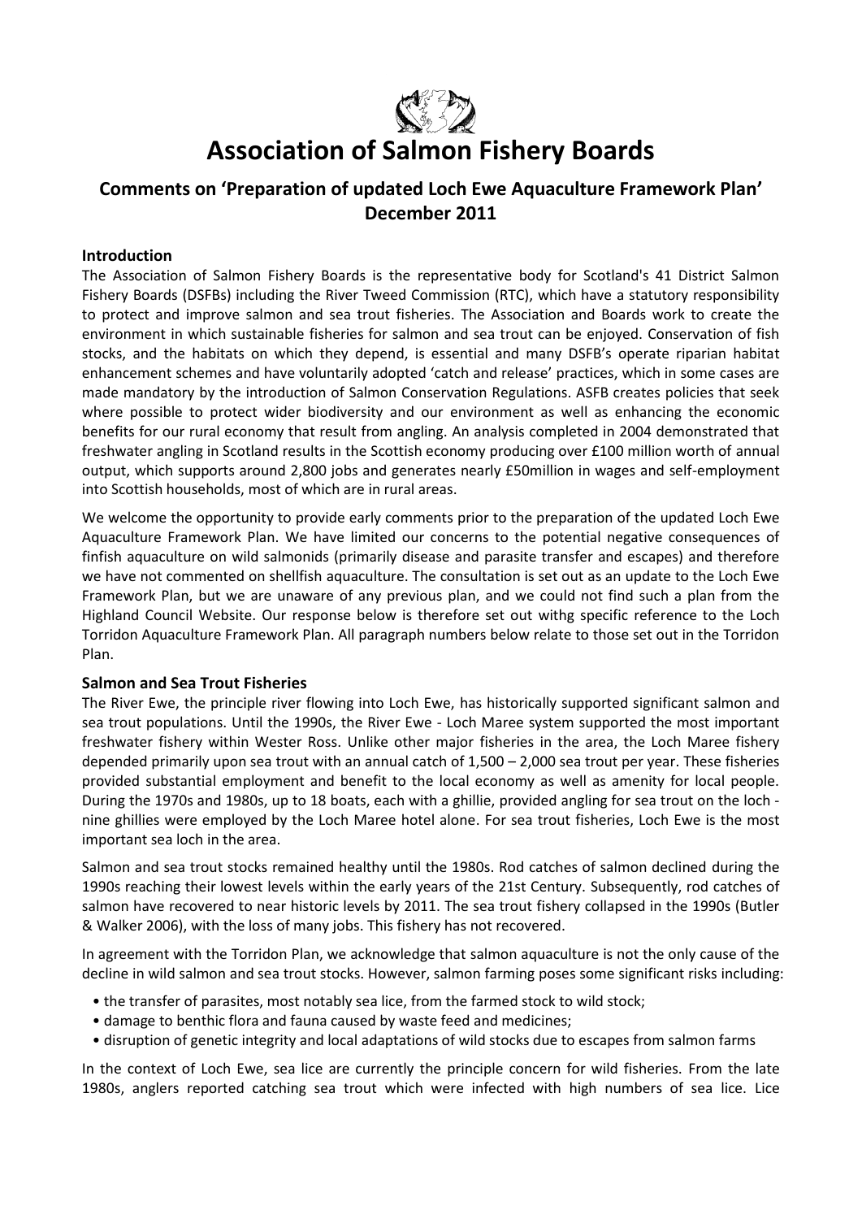# Association of Salmon Fishery Boards

## Comments on 'Preparation of updated Loch Ewe Aquaculture Framework Plan' December 2011

### Introduction

The Association of Salmon Fishery Boards is the representative body for Scotland's 41 District Salmon Fishery Boards (DSFBs) including the River Tweed Commission (RTC), which have a statutory responsibility to protect and improve salmon and sea trout fisheries. The Association and Boards work to create the environment in which sustainable fisheries for salmon and sea trout can be enjoyed. Conservation of fish stocks, and the habitats on which they depend, is essential and many DSFB's operate riparian habitat enhancement schemes and have voluntarily adopted 'catch and release' practices, which in some cases are made mandatory by the introduction of Salmon Conservation Regulations. ASFB creates policies that seek where possible to protect wider biodiversity and our environment as well as enhancing the economic benefits for our rural economy that result from angling. An analysis completed in 2004 demonstrated that freshwater angling in Scotland results in the Scottish economy producing over £100 million worth of annual output, which supports around 2,800 jobs and generates nearly £50million in wages and self-employment into Scottish households, most of which are in rural areas.

We welcome the opportunity to provide early comments prior to the preparation of the updated Loch Ewe Aquaculture Framework Plan. We have limited our concerns to the potential negative consequences of finfish aquaculture on wild salmonids (primarily disease and parasite transfer and escapes) and therefore we have not commented on shellfish aquaculture. The consultation is set out as an update to the Loch Ewe Framework Plan, but we are unaware of any previous plan, and we could not find such a plan from the Highland Council Website. Our response below is therefore set out withg specific reference to the Loch Torridon Aquaculture Framework Plan. All paragraph numbers below relate to those set out in the Torridon Plan.

### Salmon and Sea Trout Fisheries

The River Ewe, the principle river flowing into Loch Ewe, has historically supported significant salmon and sea trout populations. Until the 1990s, the River Ewe - Loch Maree system supported the most important freshwater fishery within Wester Ross. Unlike other major fisheries in the area, the Loch Maree fishery depended primarily upon sea trout with an annual catch of 1,500 – 2,000 sea trout per year. These fisheries provided substantial employment and benefit to the local economy as well as amenity for local people. During the 1970s and 1980s, up to 18 boats, each with a ghillie, provided angling for sea trout on the loch - nine ghillies were employed by the Loch Maree hotel alone. For sea trout fisheries, Loch Ewe is the most important sea loch in the area.

Salmon and sea trout stocks remained healthy until the 1980s. Rod catches of salmon declined during the 1990s reaching their lowest levels within the early years of the 21st Century. Subsequently, rod catches of salmon have recovered to near historic levels by 2011. The sea trout fishery collapsed in the 1990s (Butler & Walker 2006), with the loss of many jobs. This fishery has not recovered.

In agreement with the Torridon Plan, we acknowledge that salmon aquaculture is not the only cause of the decline in wild salmon and sea trout stocks. However, salmon farming poses some significant risks including:

- the transfer of parasites, most notably sea lice, from the farmed stock to wild stock;
- damage to benthic flora and fauna caused by waste feed and medicines;
- disruption of genetic integrity and local adaptations of wild stocks due to escapes from salmon farms

In the context of Loch Ewe, sea lice are currently the principle concern for wild fisheries. From the late 1980s, anglers reported catching sea trout which were infected with high numbers of sea lice. Lice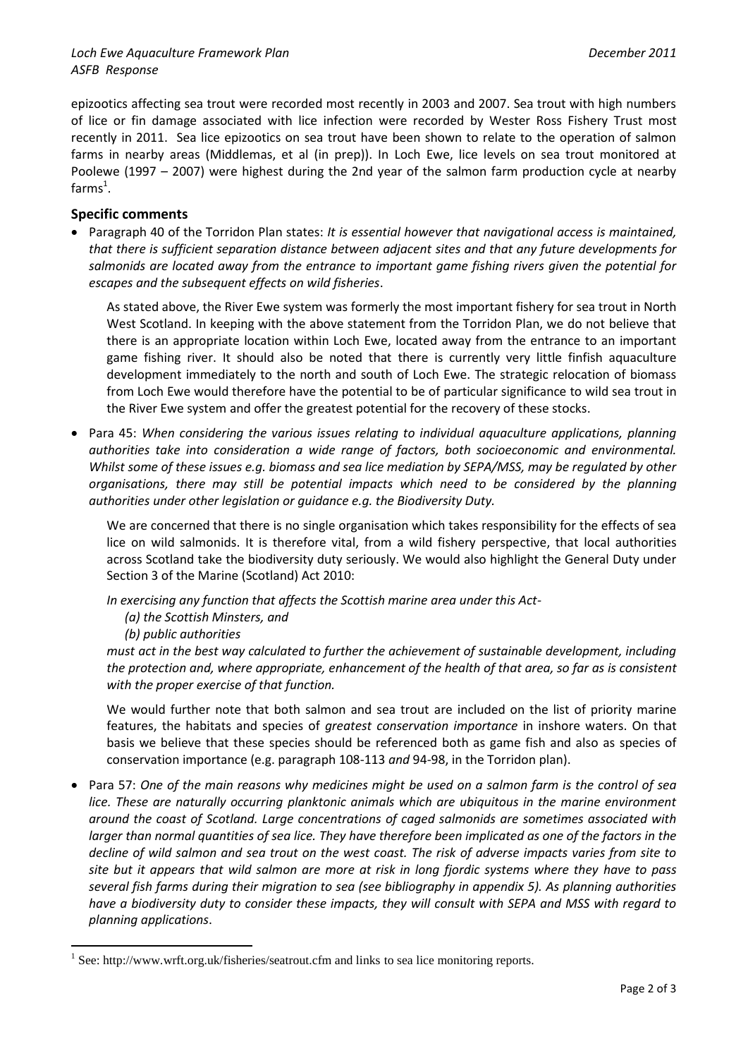epizootics affecting sea trout were recorded most recently in 2003 and 2007. Sea trout with high numbers of lice or fin damage associated with lice infection were recorded by Wester Ross Fishery Trust most recently in 2011. Sea lice epizootics on sea trout have been shown to relate to the operation of salmon farms in nearby areas (Middlemas, et al (in prep)). In Loch Ewe, lice levels on sea trout monitored at Poolewe (1997 – 2007) were highest during the 2nd year of the salmon farm production cycle at nearby farms[1].

## Specific comments

- Paragraph 40 of the Torridon Plan states: *It is essential however that navigational access is maintained, that there is sufficient separation distance between adjacent sites and that any future developments for salmonids are located away from the entrance to important game fishing rivers given the potential for escapes and the subsequent effects on wild fisheries*.

  As stated above, the River Ewe system was formerly the most important fishery for sea trout in North West Scotland. In keeping with the above statement from the Torridon Plan, we do not believe that there is an appropriate location within Loch Ewe, located away from the entrance to an important game fishing river. It should also be noted that there is currently very little finfish aquaculture development immediately to the north and south of Loch Ewe. The strategic relocation of biomass from Loch Ewe would therefore have the potential to be of particular significance to wild sea trout in the River Ewe system and offer the greatest potential for the recovery of these stocks.

- Para 45: *When considering the various issues relating to individual aquaculture applications, planning authorities take into consideration a wide range of factors, both socioeconomic and environmental. Whilst some of these issues e.g. biomass and sea lice mediation by SEPA/MSS, may be regulated by other organisations, there may still be potential impacts which need to be considered by the planning authorities under other legislation or guidance e.g. the Biodiversity Duty.*

  We are concerned that there is no single organisation which takes responsibility for the effects of sea lice on wild salmonids. It is therefore vital, from a wild fishery perspective, that local authorities across Scotland take the biodiversity duty seriously. We would also highlight the General Duty under Section 3 of the Marine (Scotland) Act 2010:

  *In exercising any function that affects the Scottish marine area under this Act-*
  *(a) the Scottish Minsters, and*
  *(b) public authorities*
  *must act in the best way calculated to further the achievement of sustainable development, including the protection and, where appropriate, enhancement of the health of that area, so far as is consistent with the proper exercise of that function.*

  We would further note that both salmon and sea trout are included on the list of priority marine features, the habitats and species of *greatest conservation importance* in inshore waters. On that basis we believe that these species should be referenced both as game fish and also as species of conservation importance (e.g. paragraph 108-113 *and* 94-98, in the Torridon plan).

- Para 57: *One of the main reasons why medicines might be used on a salmon farm is the control of sea lice. These are naturally occurring planktonic animals which are ubiquitous in the marine environment around the coast of Scotland. Large concentrations of caged salmonids are sometimes associated with larger than normal quantities of sea lice. They have therefore been implicated as one of the factors in the decline of wild salmon and sea trout on the west coast. The risk of adverse impacts varies from site to site but it appears that wild salmon are more at risk in long fjordic systems where they have to pass several fish farms during their migration to sea (see bibliography in appendix 5). As planning authorities have a biodiversity duty to consider these impacts, they will consult with SEPA and MSS with regard to planning applications*.

---

[1] See: http://www.wrft.org.uk/fisheries/seatrout.cfm and links to sea lice monitoring reports.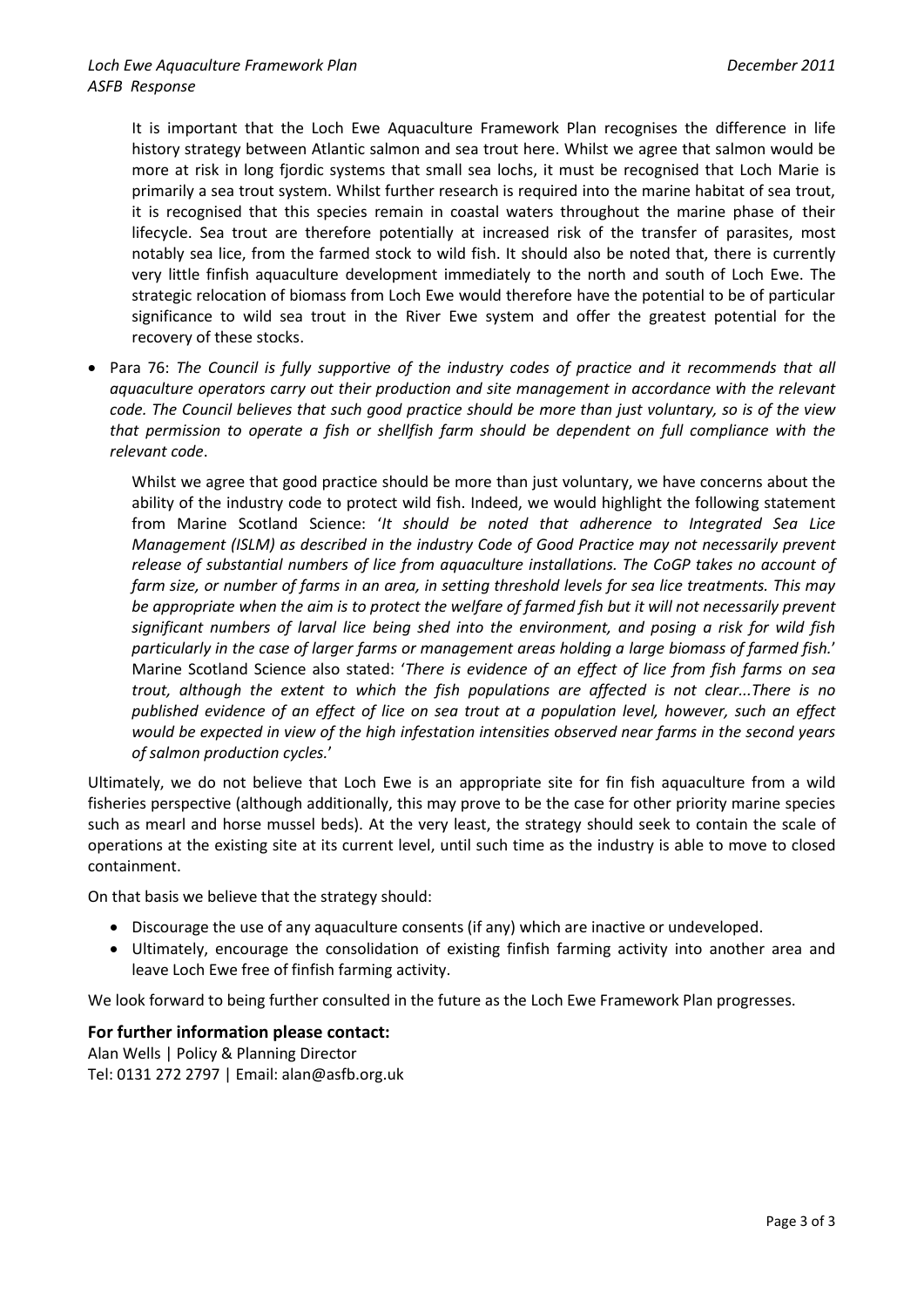It is important that the Loch Ewe Aquaculture Framework Plan recognises the difference in life history strategy between Atlantic salmon and sea trout here. Whilst we agree that salmon would be more at risk in long fjordic systems that small sea lochs, it must be recognised that Loch Marie is primarily a sea trout system. Whilst further research is required into the marine habitat of sea trout, it is recognised that this species remain in coastal waters throughout the marine phase of their lifecycle. Sea trout are therefore potentially at increased risk of the transfer of parasites, most notably sea lice, from the farmed stock to wild fish. It should also be noted that, there is currently very little finfish aquaculture development immediately to the north and south of Loch Ewe. The strategic relocation of biomass from Loch Ewe would therefore have the potential to be of particular significance to wild sea trout in the River Ewe system and offer the greatest potential for the recovery of these stocks.

- Para 76: *The Council is fully supportive of the industry codes of practice and it recommends that all aquaculture operators carry out their production and site management in accordance with the relevant code. The Council believes that such good practice should be more than just voluntary, so is of the view that permission to operate a fish or shellfish farm should be dependent on full compliance with the relevant code*.

  Whilst we agree that good practice should be more than just voluntary, we have concerns about the ability of the industry code to protect wild fish. Indeed, we would highlight the following statement from Marine Scotland Science: '*It should be noted that adherence to Integrated Sea Lice Management (ISLM) as described in the industry Code of Good Practice may not necessarily prevent release of substantial numbers of lice from aquaculture installations. The CoGP takes no account of farm size, or number of farms in an area, in setting threshold levels for sea lice treatments. This may be appropriate when the aim is to protect the welfare of farmed fish but it will not necessarily prevent significant numbers of larval lice being shed into the environment, and posing a risk for wild fish particularly in the case of larger farms or management areas holding a large biomass of farmed fish.*' Marine Scotland Science also stated: '*There is evidence of an effect of lice from fish farms on sea trout, although the extent to which the fish populations are affected is not clear...There is no published evidence of an effect of lice on sea trout at a population level, however, such an effect would be expected in view of the high infestation intensities observed near farms in the second years of salmon production cycles.*'

Ultimately, we do not believe that Loch Ewe is an appropriate site for fin fish aquaculture from a wild fisheries perspective (although additionally, this may prove to be the case for other priority marine species such as mearl and horse mussel beds). At the very least, the strategy should seek to contain the scale of operations at the existing site at its current level, until such time as the industry is able to move to closed containment.

On that basis we believe that the strategy should:

- Discourage the use of any aquaculture consents (if any) which are inactive or undeveloped.
- Ultimately, encourage the consolidation of existing finfish farming activity into another area and leave Loch Ewe free of finfish farming activity.

We look forward to being further consulted in the future as the Loch Ewe Framework Plan progresses.

**For further information please contact:**

Alan Wells | Policy & Planning Director
Tel: 0131 272 2797 | Email: alan@asfb.org.uk